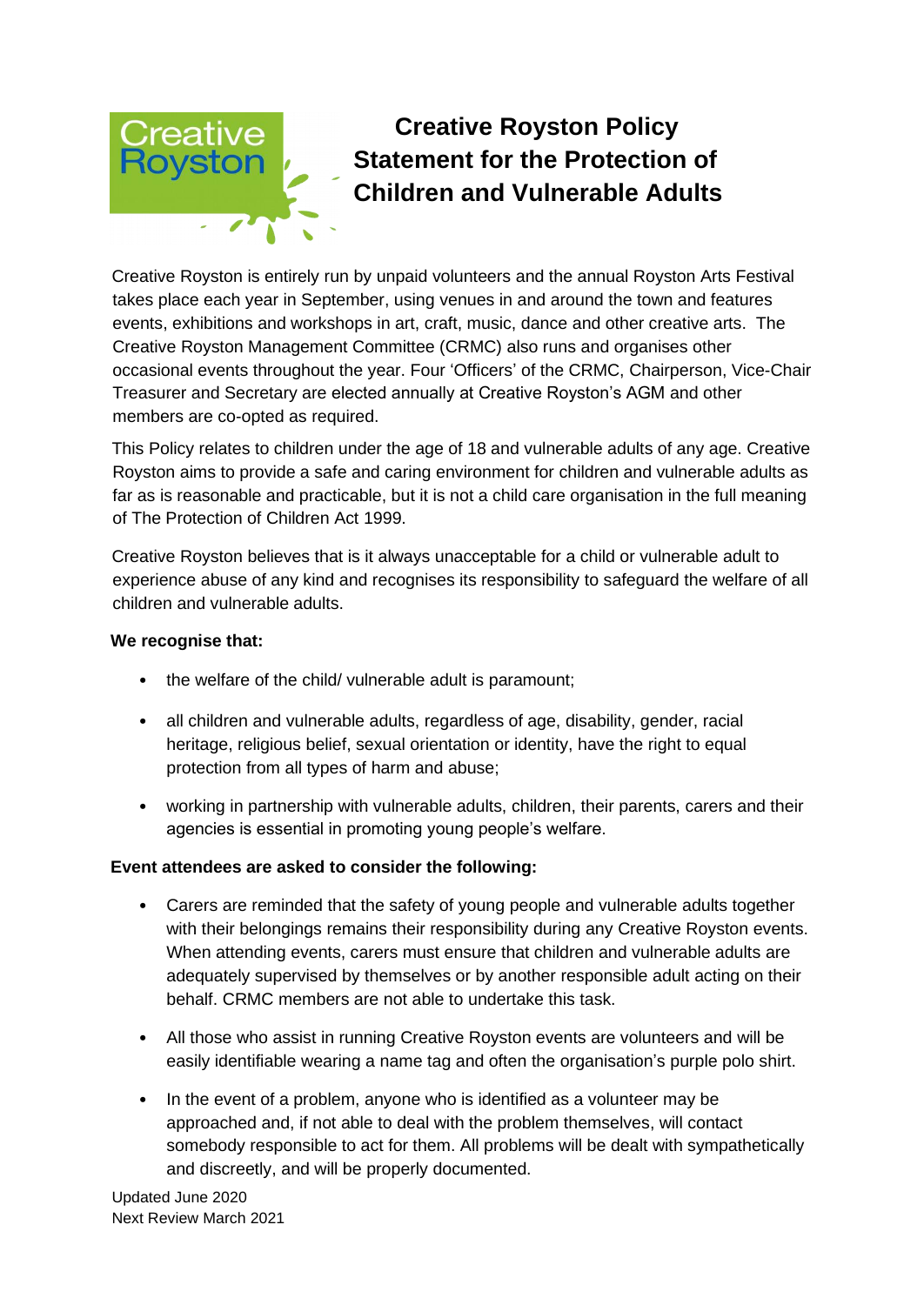# Creative Royston Policy Statement for the Protection of Children and Vulnerable Adults

Creative Royston is entirely run by unpaid volunteers and the annual Royston Arts Festival takes place each year in September, using venues in and around the town and features events, exhibitions and workshops in art, craft, music, dance and other creative arts. The Creative Royston Management Committee (CRMC) also runs and organises other occasional events throughout the year. Four 'Officers' of the CRMC, Chairperson, Vice-Chair Treasurer and Secretary are elected annually at Creative Royston's AGM and other members are co-opted as required.

This Policy relates to children under the age of 18 and vulnerable adults of any age. Creative Royston aims to provide a safe and caring environment for children and vulnerable adults as far as is reasonable and practicable, but it is not a child care organisation in the full meaning of The Protection of Children Act 1999.

Creative Royston believes that is it always unacceptable for a child or vulnerable adult to experience abuse of any kind and recognises its responsibility to safeguard the welfare of all children and vulnerable adults.

**We recognise that:**

- the welfare of the child/ vulnerable adult is paramount;
- all children and vulnerable adults, regardless of age, disability, gender, racial heritage, religious belief, sexual orientation or identity, have the right to equal protection from all types of harm and abuse;
- working in partnership with vulnerable adults, children, their parents, carers and their agencies is essential in promoting young people's welfare.

**Event attendees are asked to consider the following:**

- Carers are reminded that the safety of young people and vulnerable adults together with their belongings remains their responsibility during any Creative Royston events. When attending events, carers must ensure that children and vulnerable adults are adequately supervised by themselves or by another responsible adult acting on their behalf. CRMC members are not able to undertake this task.
- All those who assist in running Creative Royston events are volunteers and will be easily identifiable wearing a name tag and often the organisation's purple polo shirt.
- In the event of a problem, anyone who is identified as a volunteer may be approached and, if not able to deal with the problem themselves, will contact somebody responsible to act for them. All problems will be dealt with sympathetically and discreetly, and will be properly documented.

Updated June 2020
Next Review March 2021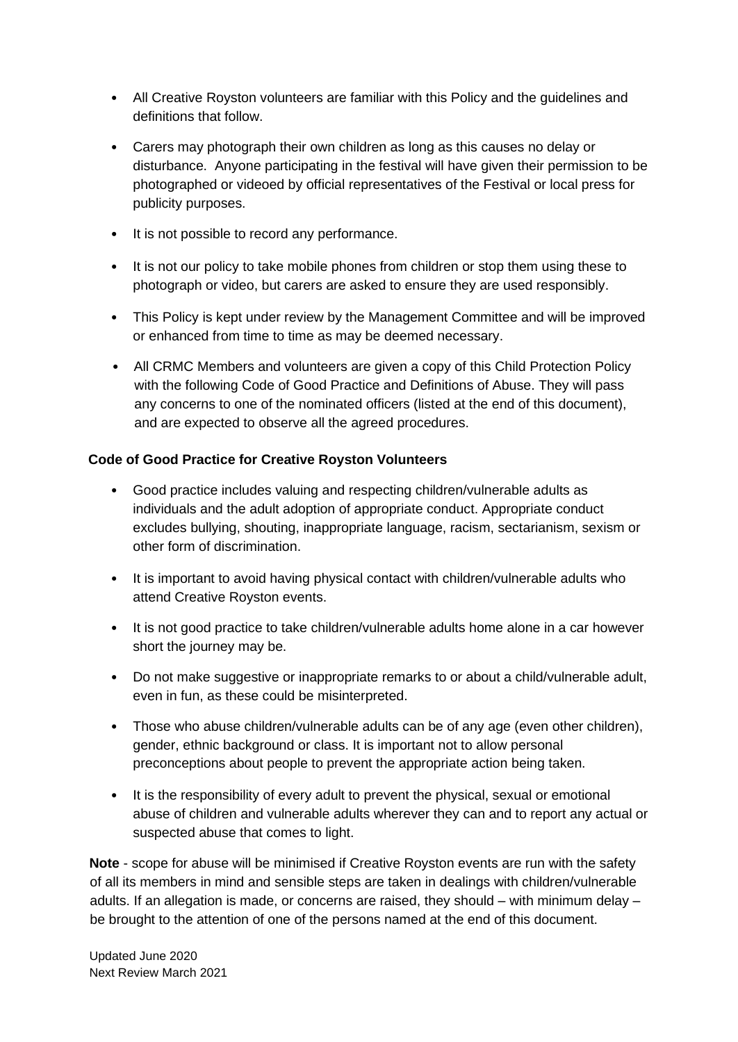- All Creative Royston volunteers are familiar with this Policy and the guidelines and definitions that follow.
- Carers may photograph their own children as long as this causes no delay or disturbance. Anyone participating in the festival will have given their permission to be photographed or videoed by official representatives of the Festival or local press for publicity purposes.
- It is not possible to record any performance.
- It is not our policy to take mobile phones from children or stop them using these to photograph or video, but carers are asked to ensure they are used responsibly.
- This Policy is kept under review by the Management Committee and will be improved or enhanced from time to time as may be deemed necessary.
- All CRMC Members and volunteers are given a copy of this Child Protection Policy with the following Code of Good Practice and Definitions of Abuse. They will pass any concerns to one of the nominated officers (listed at the end of this document), and are expected to observe all the agreed procedures.

**Code of Good Practice for Creative Royston Volunteers**

- Good practice includes valuing and respecting children/vulnerable adults as individuals and the adult adoption of appropriate conduct. Appropriate conduct excludes bullying, shouting, inappropriate language, racism, sectarianism, sexism or other form of discrimination.
- It is important to avoid having physical contact with children/vulnerable adults who attend Creative Royston events.
- It is not good practice to take children/vulnerable adults home alone in a car however short the journey may be.
- Do not make suggestive or inappropriate remarks to or about a child/vulnerable adult, even in fun, as these could be misinterpreted.
- Those who abuse children/vulnerable adults can be of any age (even other children), gender, ethnic background or class. It is important not to allow personal preconceptions about people to prevent the appropriate action being taken.
- It is the responsibility of every adult to prevent the physical, sexual or emotional abuse of children and vulnerable adults wherever they can and to report any actual or suspected abuse that comes to light.

**Note** - scope for abuse will be minimised if Creative Royston events are run with the safety of all its members in mind and sensible steps are taken in dealings with children/vulnerable adults. If an allegation is made, or concerns are raised, they should – with minimum delay – be brought to the attention of one of the persons named at the end of this document.

Updated June 2020
Next Review March 2021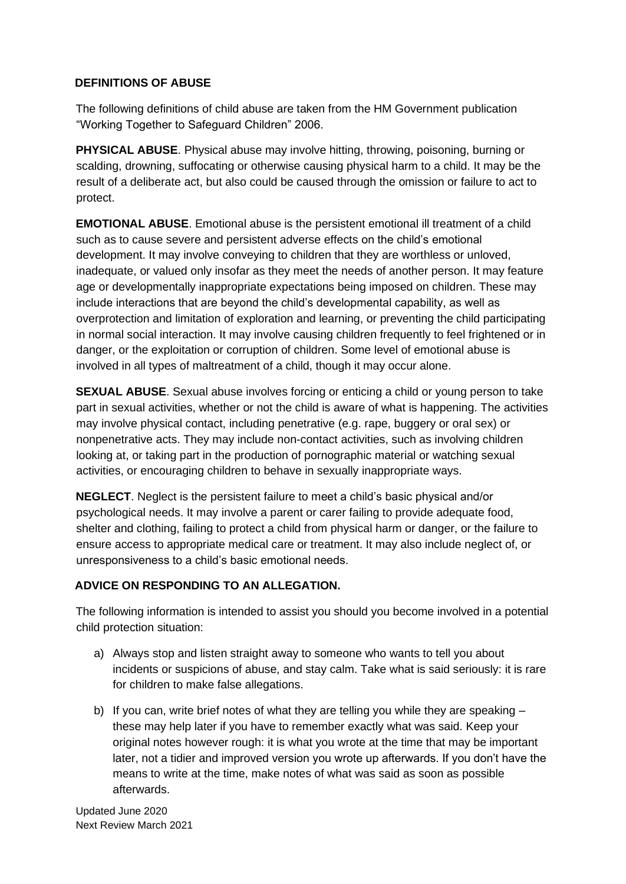## DEFINITIONS OF ABUSE

The following definitions of child abuse are taken from the HM Government publication "Working Together to Safeguard Children" 2006.

**PHYSICAL ABUSE**. Physical abuse may involve hitting, throwing, poisoning, burning or scalding, drowning, suffocating or otherwise causing physical harm to a child. It may be the result of a deliberate act, but also could be caused through the omission or failure to act to protect.

**EMOTIONAL ABUSE**. Emotional abuse is the persistent emotional ill treatment of a child such as to cause severe and persistent adverse effects on the child's emotional development. It may involve conveying to children that they are worthless or unloved, inadequate, or valued only insofar as they meet the needs of another person. It may feature age or developmentally inappropriate expectations being imposed on children. These may include interactions that are beyond the child's developmental capability, as well as overprotection and limitation of exploration and learning, or preventing the child participating in normal social interaction. It may involve causing children frequently to feel frightened or in danger, or the exploitation or corruption of children. Some level of emotional abuse is involved in all types of maltreatment of a child, though it may occur alone.

**SEXUAL ABUSE**. Sexual abuse involves forcing or enticing a child or young person to take part in sexual activities, whether or not the child is aware of what is happening. The activities may involve physical contact, including penetrative (e.g. rape, buggery or oral sex) or nonpenetrative acts. They may include non-contact activities, such as involving children looking at, or taking part in the production of pornographic material or watching sexual activities, or encouraging children to behave in sexually inappropriate ways.

**NEGLECT**. Neglect is the persistent failure to meet a child's basic physical and/or psychological needs. It may involve a parent or carer failing to provide adequate food, shelter and clothing, failing to protect a child from physical harm or danger, or the failure to ensure access to appropriate medical care or treatment. It may also include neglect of, or unresponsiveness to a child's basic emotional needs.

## ADVICE ON RESPONDING TO AN ALLEGATION.

The following information is intended to assist you should you become involved in a potential child protection situation:

a) Always stop and listen straight away to someone who wants to tell you about incidents or suspicions of abuse, and stay calm. Take what is said seriously: it is rare for children to make false allegations.

b) If you can, write brief notes of what they are telling you while they are speaking – these may help later if you have to remember exactly what was said. Keep your original notes however rough: it is what you wrote at the time that may be important later, not a tidier and improved version you wrote up afterwards. If you don't have the means to write at the time, make notes of what was said as soon as possible afterwards.

Updated June 2020
Next Review March 2021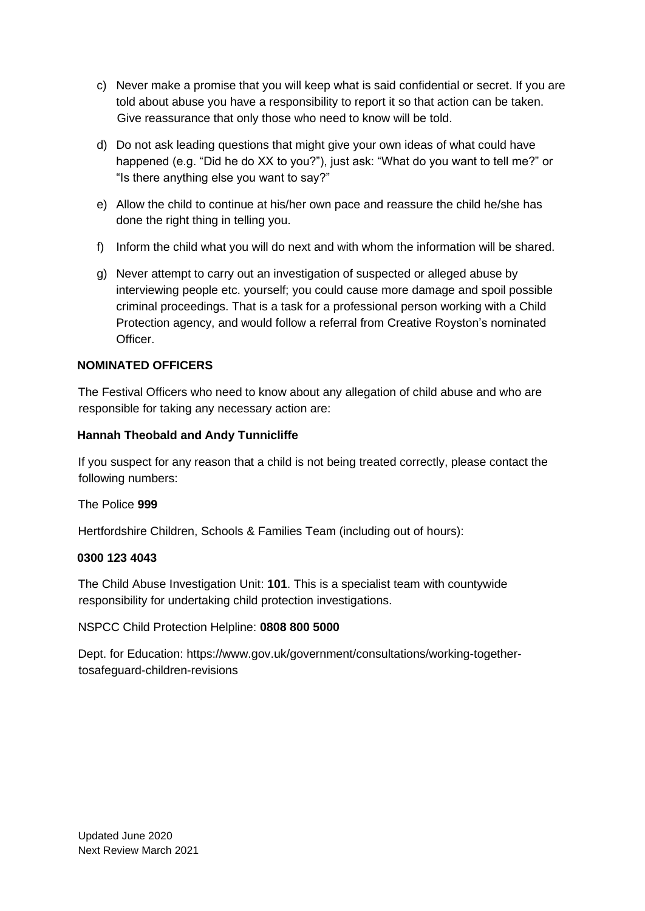c) Never make a promise that you will keep what is said confidential or secret. If you are told about abuse you have a responsibility to report it so that action can be taken. Give reassurance that only those who need to know will be told.

d) Do not ask leading questions that might give your own ideas of what could have happened (e.g. "Did he do XX to you?"), just ask: "What do you want to tell me?" or "Is there anything else you want to say?"

e) Allow the child to continue at his/her own pace and reassure the child he/she has done the right thing in telling you.

f) Inform the child what you will do next and with whom the information will be shared.

g) Never attempt to carry out an investigation of suspected or alleged abuse by interviewing people etc. yourself; you could cause more damage and spoil possible criminal proceedings. That is a task for a professional person working with a Child Protection agency, and would follow a referral from Creative Royston's nominated Officer.

**NOMINATED OFFICERS**

The Festival Officers who need to know about any allegation of child abuse and who are responsible for taking any necessary action are:

**Hannah Theobald and Andy Tunnicliffe**

If you suspect for any reason that a child is not being treated correctly, please contact the following numbers:

The Police **999**

Hertfordshire Children, Schools & Families Team (including out of hours):

**0300 123 4043**

The Child Abuse Investigation Unit: **101**. This is a specialist team with countywide responsibility for undertaking child protection investigations.

NSPCC Child Protection Helpline: **0808 800 5000**

Dept. for Education: https://www.gov.uk/government/consultations/working-together-tosafeguard-children-revisions

Updated June 2020
Next Review March 2021